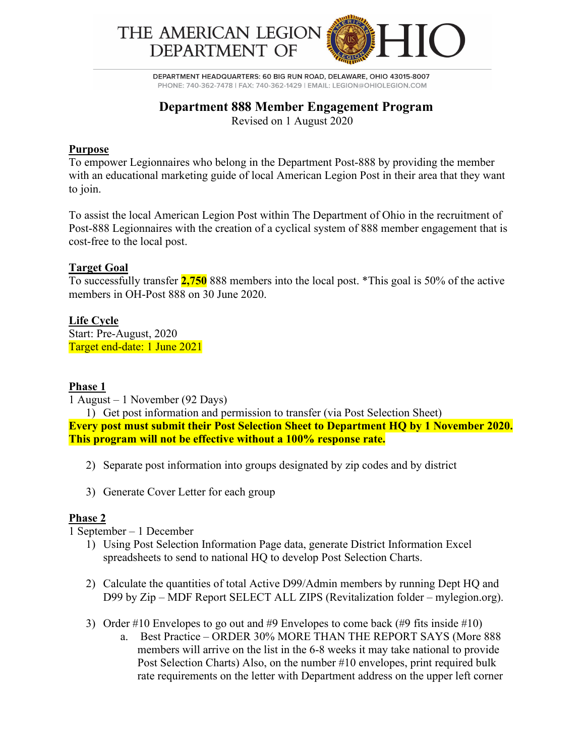THE AMERICAN LEGION DEPARTMENT OF OHIO

DEPARTMENT HEADQUARTERS: 60 BIG RUN ROAD, DELAWARE, OHIO 43015-8007
PHONE: 740-362-7478 | FAX: 740-362-1429 | EMAIL: LEGION@OHIOLEGION.COM

# Department 888 Member Engagement Program

Revised on 1 August 2020

## Purpose

To empower Legionnaires who belong in the Department Post-888 by providing the member with an educational marketing guide of local American Legion Post in their area that they want to join.

To assist the local American Legion Post within The Department of Ohio in the recruitment of Post-888 Legionnaires with the creation of a cyclical system of 888 member engagement that is cost-free to the local post.

## Target Goal

To successfully transfer **2,750** 888 members into the local post. *This goal is 50% of the active members in OH-Post 888 on 30 June 2020.

## Life Cycle

Start: Pre-August, 2020
Target end-date: 1 June 2021

## Phase 1

1 August – 1 November (92 Days)

1) Get post information and permission to transfer (via Post Selection Sheet)

**Every post must submit their Post Selection Sheet to Department HQ by 1 November 2020. This program will not be effective without a 100% response rate.**

2) Separate post information into groups designated by zip codes and by district

3) Generate Cover Letter for each group

## Phase 2

1 September – 1 December

1) Using Post Selection Information Page data, generate District Information Excel spreadsheets to send to national HQ to develop Post Selection Charts.

2) Calculate the quantities of total Active D99/Admin members by running Dept HQ and D99 by Zip – MDF Report SELECT ALL ZIPS (Revitalization folder – mylegion.org).

3) Order #10 Envelopes to go out and #9 Envelopes to come back (#9 fits inside #10)
   a. Best Practice – ORDER 30% MORE THAN THE REPORT SAYS (More 888 members will arrive on the list in the 6-8 weeks it may take national to provide Post Selection Charts) Also, on the number #10 envelopes, print required bulk rate requirements on the letter with Department address on the upper left corner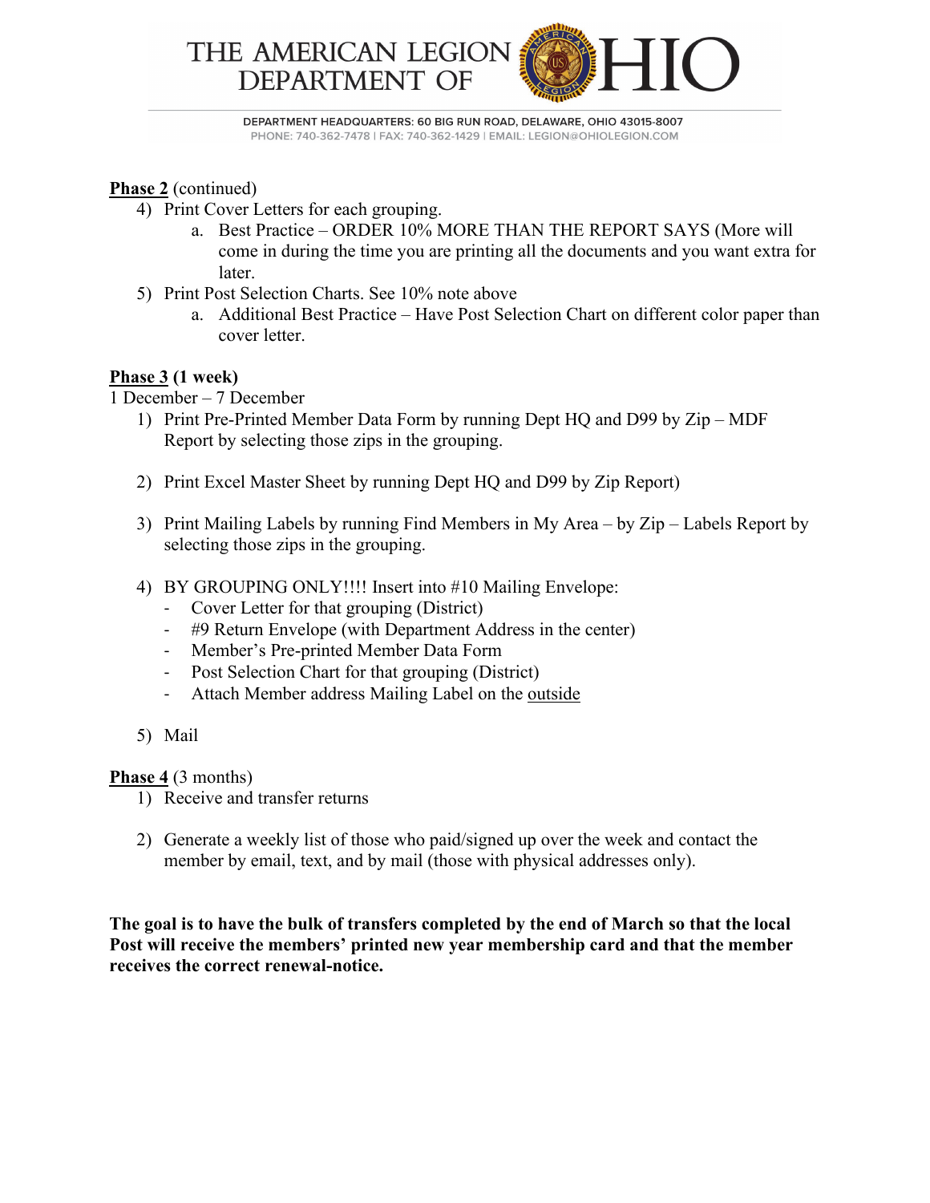**Phase 2** (continued)

4) Print Cover Letters for each grouping.
   a. Best Practice – ORDER 10% MORE THAN THE REPORT SAYS (More will come in during the time you are printing all the documents and you want extra for later.
5) Print Post Selection Charts. See 10% note above
   a. Additional Best Practice – Have Post Selection Chart on different color paper than cover letter.

**Phase 3 (1 week)**

1 December – 7 December

1) Print Pre-Printed Member Data Form by running Dept HQ and D99 by Zip – MDF Report by selecting those zips in the grouping.

2) Print Excel Master Sheet by running Dept HQ and D99 by Zip Report)

3) Print Mailing Labels by running Find Members in My Area – by Zip – Labels Report by selecting those zips in the grouping.

4) BY GROUPING ONLY!!!! Insert into #10 Mailing Envelope:
   - Cover Letter for that grouping (District)
   - #9 Return Envelope (with Department Address in the center)
   - Member's Pre-printed Member Data Form
   - Post Selection Chart for that grouping (District)
   - Attach Member address Mailing Label on the outside

5) Mail

**Phase 4** (3 months)

1) Receive and transfer returns

2) Generate a weekly list of those who paid/signed up over the week and contact the member by email, text, and by mail (those with physical addresses only).

**The goal is to have the bulk of transfers completed by the end of March so that the local Post will receive the members' printed new year membership card and that the member receives the correct renewal-notice.**